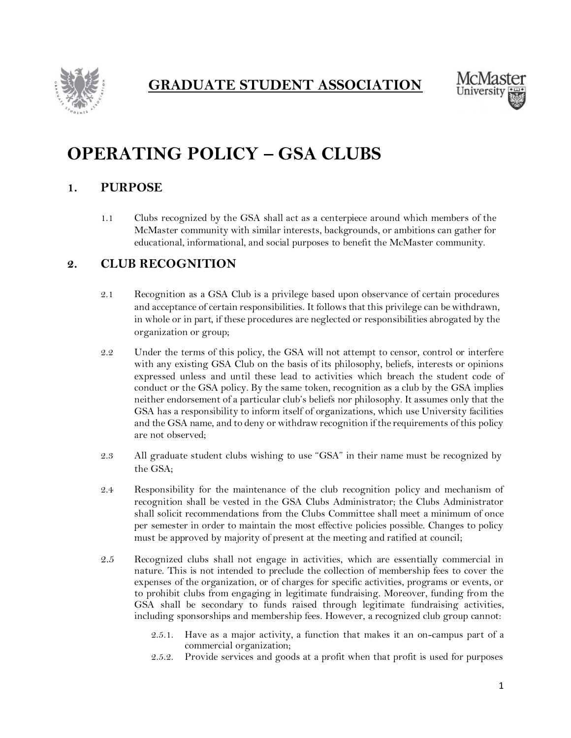**GRADUATE STUDENT ASSOCIATION**

# OPERATING POLICY – GSA CLUBS

## 1. PURPOSE

1.1 Clubs recognized by the GSA shall act as a centerpiece around which members of the McMaster community with similar interests, backgrounds, or ambitions can gather for educational, informational, and social purposes to benefit the McMaster community.

## 2. CLUB RECOGNITION

2.1 Recognition as a GSA Club is a privilege based upon observance of certain procedures and acceptance of certain responsibilities. It follows that this privilege can be withdrawn, in whole or in part, if these procedures are neglected or responsibilities abrogated by the organization or group;

2.2 Under the terms of this policy, the GSA will not attempt to censor, control or interfere with any existing GSA Club on the basis of its philosophy, beliefs, interests or opinions expressed unless and until these lead to activities which breach the student code of conduct or the GSA policy. By the same token, recognition as a club by the GSA implies neither endorsement of a particular club's beliefs nor philosophy. It assumes only that the GSA has a responsibility to inform itself of organizations, which use University facilities and the GSA name, and to deny or withdraw recognition if the requirements of this policy are not observed;

2.3 All graduate student clubs wishing to use "GSA" in their name must be recognized by the GSA;

2.4 Responsibility for the maintenance of the club recognition policy and mechanism of recognition shall be vested in the GSA Clubs Administrator; the Clubs Administrator shall solicit recommendations from the Clubs Committee shall meet a minimum of once per semester in order to maintain the most effective policies possible. Changes to policy must be approved by majority of present at the meeting and ratified at council;

2.5 Recognized clubs shall not engage in activities, which are essentially commercial in nature. This is not intended to preclude the collection of membership fees to cover the expenses of the organization, or of charges for specific activities, programs or events, or to prohibit clubs from engaging in legitimate fundraising. Moreover, funding from the GSA shall be secondary to funds raised through legitimate fundraising activities, including sponsorships and membership fees. However, a recognized club group cannot:

2.5.1. Have as a major activity, a function that makes it an on-campus part of a commercial organization;

2.5.2. Provide services and goods at a profit when that profit is used for purposes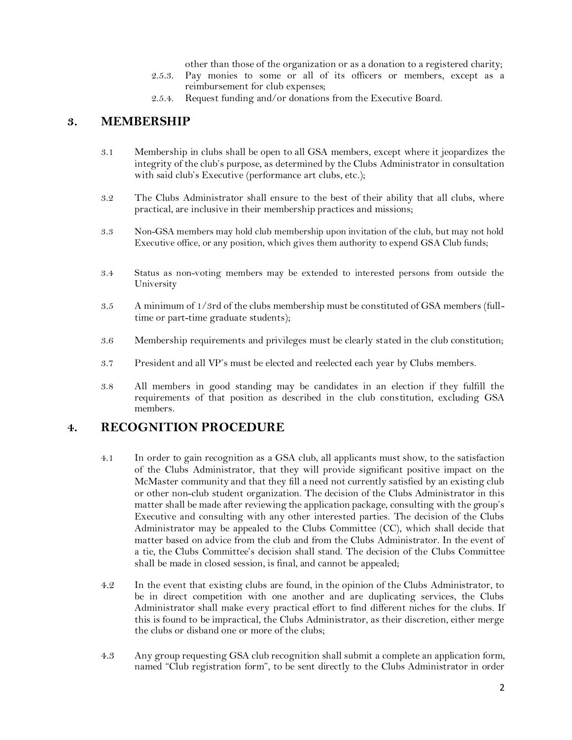other than those of the organization or as a donation to a registered charity;

2.5.3. Pay monies to some or all of its officers or members, except as a reimbursement for club expenses;

2.5.4. Request funding and/or donations from the Executive Board.

## 3. MEMBERSHIP

3.1 Membership in clubs shall be open to all GSA members, except where it jeopardizes the integrity of the club's purpose, as determined by the Clubs Administrator in consultation with said club's Executive (performance art clubs, etc.);

3.2 The Clubs Administrator shall ensure to the best of their ability that all clubs, where practical, are inclusive in their membership practices and missions;

3.3 Non-GSA members may hold club membership upon invitation of the club, but may not hold Executive office, or any position, which gives them authority to expend GSA Club funds;

3.4 Status as non-voting members may be extended to interested persons from outside the University

3.5 A minimum of 1/3rd of the clubs membership must be constituted of GSA members (full-time or part-time graduate students);

3.6 Membership requirements and privileges must be clearly stated in the club constitution;

3.7 President and all VP's must be elected and reelected each year by Clubs members.

3.8 All members in good standing may be candidates in an election if they fulfill the requirements of that position as described in the club constitution, excluding GSA members.

## 4. RECOGNITION PROCEDURE

4.1 In order to gain recognition as a GSA club, all applicants must show, to the satisfaction of the Clubs Administrator, that they will provide significant positive impact on the McMaster community and that they fill a need not currently satisfied by an existing club or other non-club student organization. The decision of the Clubs Administrator in this matter shall be made after reviewing the application package, consulting with the group's Executive and consulting with any other interested parties. The decision of the Clubs Administrator may be appealed to the Clubs Committee (CC), which shall decide that matter based on advice from the club and from the Clubs Administrator. In the event of a tie, the Clubs Committee's decision shall stand. The decision of the Clubs Committee shall be made in closed session, is final, and cannot be appealed;

4.2 In the event that existing clubs are found, in the opinion of the Clubs Administrator, to be in direct competition with one another and are duplicating services, the Clubs Administrator shall make every practical effort to find different niches for the clubs. If this is found to be impractical, the Clubs Administrator, as their discretion, either merge the clubs or disband one or more of the clubs;

4.3 Any group requesting GSA club recognition shall submit a complete an application form, named "Club registration form", to be sent directly to the Clubs Administrator in order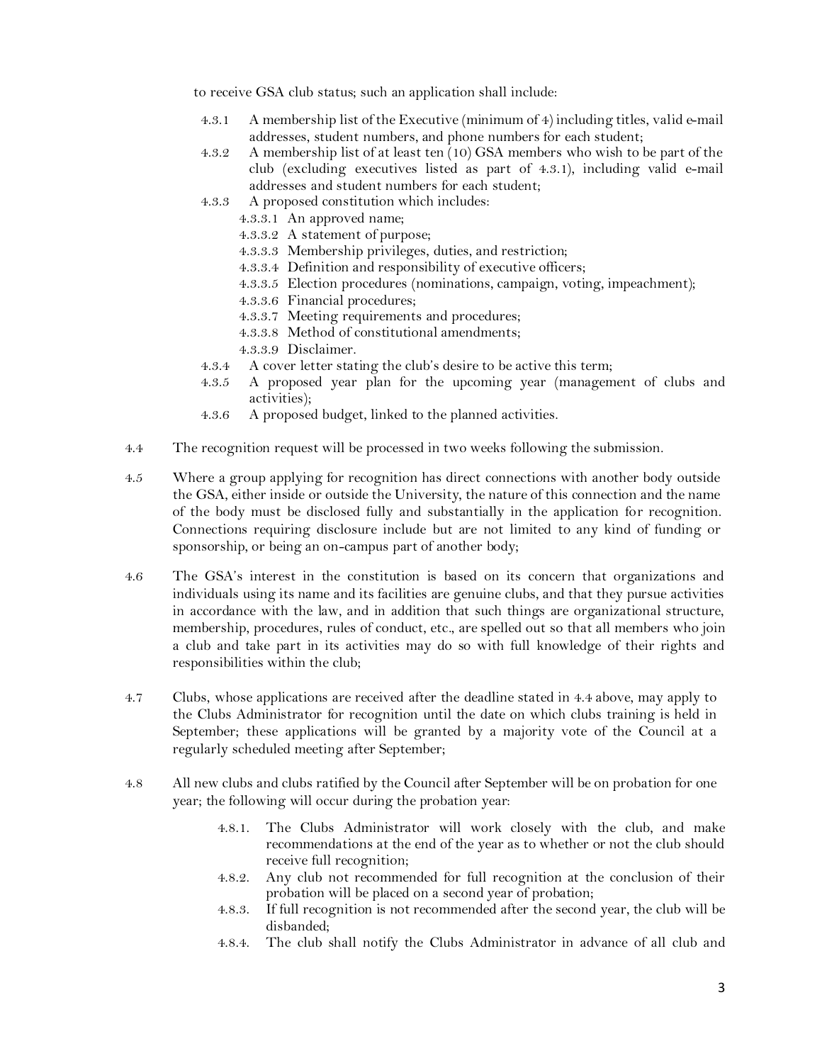to receive GSA club status; such an application shall include:

- 4.3.1 A membership list of the Executive (minimum of 4) including titles, valid e-mail addresses, student numbers, and phone numbers for each student;
- 4.3.2 A membership list of at least ten (10) GSA members who wish to be part of the club (excluding executives listed as part of 4.3.1), including valid e-mail addresses and student numbers for each student;
- 4.3.3 A proposed constitution which includes:
  - 4.3.3.1 An approved name;
  - 4.3.3.2 A statement of purpose;
  - 4.3.3.3 Membership privileges, duties, and restriction;
  - 4.3.3.4 Definition and responsibility of executive officers;
  - 4.3.3.5 Election procedures (nominations, campaign, voting, impeachment);
  - 4.3.3.6 Financial procedures;
  - 4.3.3.7 Meeting requirements and procedures;
  - 4.3.3.8 Method of constitutional amendments;
  - 4.3.3.9 Disclaimer.
- 4.3.4 A cover letter stating the club's desire to be active this term;
- 4.3.5 A proposed year plan for the upcoming year (management of clubs and activities);
- 4.3.6 A proposed budget, linked to the planned activities.

4.4 The recognition request will be processed in two weeks following the submission.

4.5 Where a group applying for recognition has direct connections with another body outside the GSA, either inside or outside the University, the nature of this connection and the name of the body must be disclosed fully and substantially in the application for recognition. Connections requiring disclosure include but are not limited to any kind of funding or sponsorship, or being an on-campus part of another body;

4.6 The GSA's interest in the constitution is based on its concern that organizations and individuals using its name and its facilities are genuine clubs, and that they pursue activities in accordance with the law, and in addition that such things are organizational structure, membership, procedures, rules of conduct, etc., are spelled out so that all members who join a club and take part in its activities may do so with full knowledge of their rights and responsibilities within the club;

4.7 Clubs, whose applications are received after the deadline stated in 4.4 above, may apply to the Clubs Administrator for recognition until the date on which clubs training is held in September; these applications will be granted by a majority vote of the Council at a regularly scheduled meeting after September;

4.8 All new clubs and clubs ratified by the Council after September will be on probation for one year; the following will occur during the probation year:

- 4.8.1. The Clubs Administrator will work closely with the club, and make recommendations at the end of the year as to whether or not the club should receive full recognition;
- 4.8.2. Any club not recommended for full recognition at the conclusion of their probation will be placed on a second year of probation;
- 4.8.3. If full recognition is not recommended after the second year, the club will be disbanded;
- 4.8.4. The club shall notify the Clubs Administrator in advance of all club and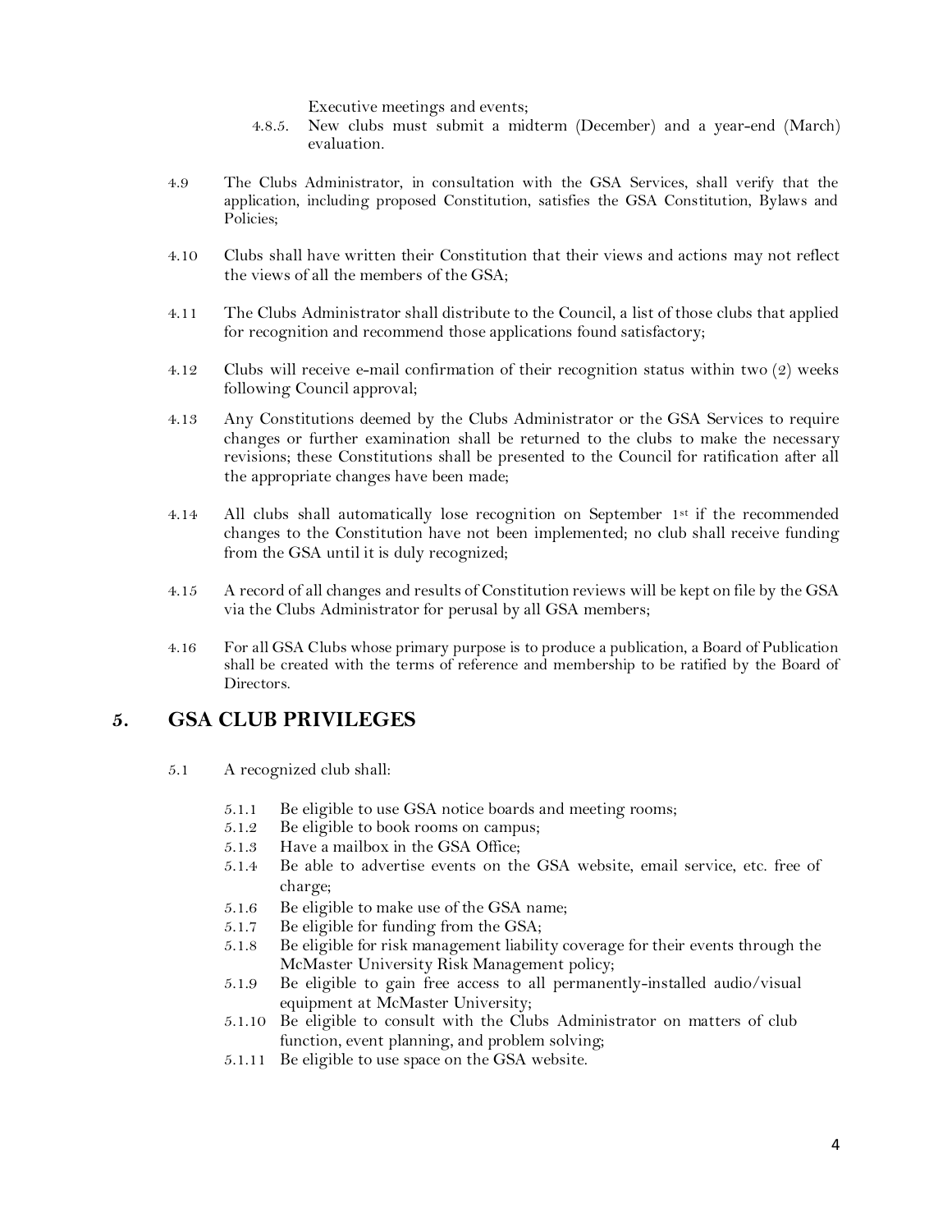Executive meetings and events;

4.8.5. New clubs must submit a midterm (December) and a year-end (March) evaluation.

4.9 The Clubs Administrator, in consultation with the GSA Services, shall verify that the application, including proposed Constitution, satisfies the GSA Constitution, Bylaws and Policies;

4.10 Clubs shall have written their Constitution that their views and actions may not reflect the views of all the members of the GSA;

4.11 The Clubs Administrator shall distribute to the Council, a list of those clubs that applied for recognition and recommend those applications found satisfactory;

4.12 Clubs will receive e-mail confirmation of their recognition status within two (2) weeks following Council approval;

4.13 Any Constitutions deemed by the Clubs Administrator or the GSA Services to require changes or further examination shall be returned to the clubs to make the necessary revisions; these Constitutions shall be presented to the Council for ratification after all the appropriate changes have been made;

4.14 All clubs shall automatically lose recognition on September 1st if the recommended changes to the Constitution have not been implemented; no club shall receive funding from the GSA until it is duly recognized;

4.15 A record of all changes and results of Constitution reviews will be kept on file by the GSA via the Clubs Administrator for perusal by all GSA members;

4.16 For all GSA Clubs whose primary purpose is to produce a publication, a Board of Publication shall be created with the terms of reference and membership to be ratified by the Board of Directors.

## 5. GSA CLUB PRIVILEGES

5.1 A recognized club shall:

- 5.1.1 Be eligible to use GSA notice boards and meeting rooms;
- 5.1.2 Be eligible to book rooms on campus;
- 5.1.3 Have a mailbox in the GSA Office;
- 5.1.4 Be able to advertise events on the GSA website, email service, etc. free of charge;
- 5.1.6 Be eligible to make use of the GSA name;
- 5.1.7 Be eligible for funding from the GSA;
- 5.1.8 Be eligible for risk management liability coverage for their events through the McMaster University Risk Management policy;
- 5.1.9 Be eligible to gain free access to all permanently-installed audio/visual equipment at McMaster University;
- 5.1.10 Be eligible to consult with the Clubs Administrator on matters of club function, event planning, and problem solving;
- 5.1.11 Be eligible to use space on the GSA website.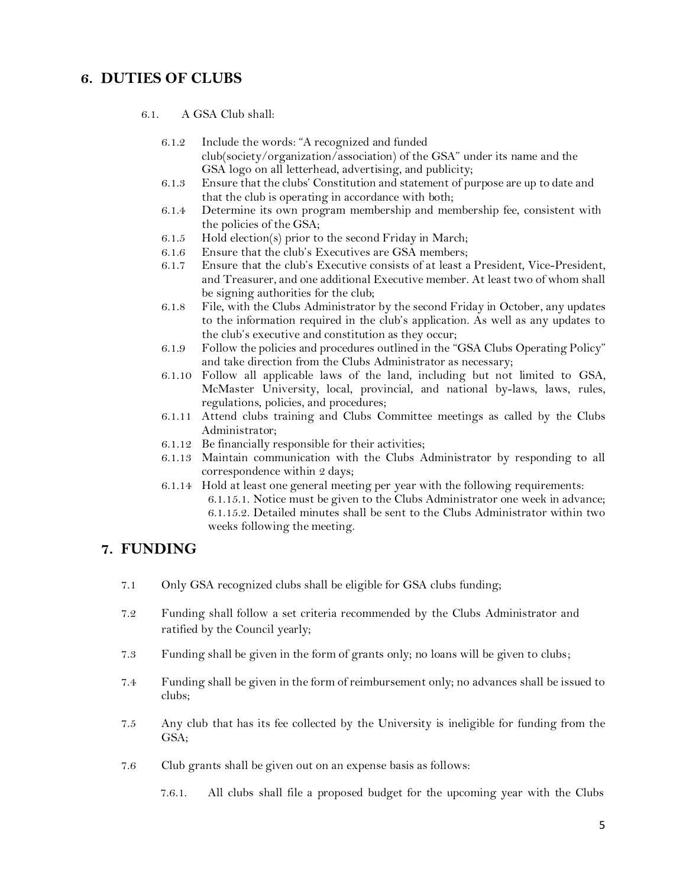## 6. DUTIES OF CLUBS

6.1. A GSA Club shall:

- 6.1.2 Include the words: "A recognized and funded club(society/organization/association) of the GSA" under its name and the GSA logo on all letterhead, advertising, and publicity;
- 6.1.3 Ensure that the clubs' Constitution and statement of purpose are up to date and that the club is operating in accordance with both;
- 6.1.4 Determine its own program membership and membership fee, consistent with the policies of the GSA;
- 6.1.5 Hold election(s) prior to the second Friday in March;
- 6.1.6 Ensure that the club's Executives are GSA members;
- 6.1.7 Ensure that the club's Executive consists of at least a President, Vice-President, and Treasurer, and one additional Executive member. At least two of whom shall be signing authorities for the club;
- 6.1.8 File, with the Clubs Administrator by the second Friday in October, any updates to the information required in the club's application. As well as any updates to the club's executive and constitution as they occur;
- 6.1.9 Follow the policies and procedures outlined in the "GSA Clubs Operating Policy" and take direction from the Clubs Administrator as necessary;
- 6.1.10 Follow all applicable laws of the land, including but not limited to GSA, McMaster University, local, provincial, and national by-laws, laws, rules, regulations, policies, and procedures;
- 6.1.11 Attend clubs training and Clubs Committee meetings as called by the Clubs Administrator;
- 6.1.12 Be financially responsible for their activities;
- 6.1.13 Maintain communication with the Clubs Administrator by responding to all correspondence within 2 days;
- 6.1.14 Hold at least one general meeting per year with the following requirements:
  - 6.1.15.1. Notice must be given to the Clubs Administrator one week in advance;
  - 6.1.15.2. Detailed minutes shall be sent to the Clubs Administrator within two weeks following the meeting.

## 7. FUNDING

- 7.1 Only GSA recognized clubs shall be eligible for GSA clubs funding;
- 7.2 Funding shall follow a set criteria recommended by the Clubs Administrator and ratified by the Council yearly;
- 7.3 Funding shall be given in the form of grants only; no loans will be given to clubs;
- 7.4 Funding shall be given in the form of reimbursement only; no advances shall be issued to clubs;
- 7.5 Any club that has its fee collected by the University is ineligible for funding from the GSA;
- 7.6 Club grants shall be given out on an expense basis as follows:
  - 7.6.1. All clubs shall file a proposed budget for the upcoming year with the Clubs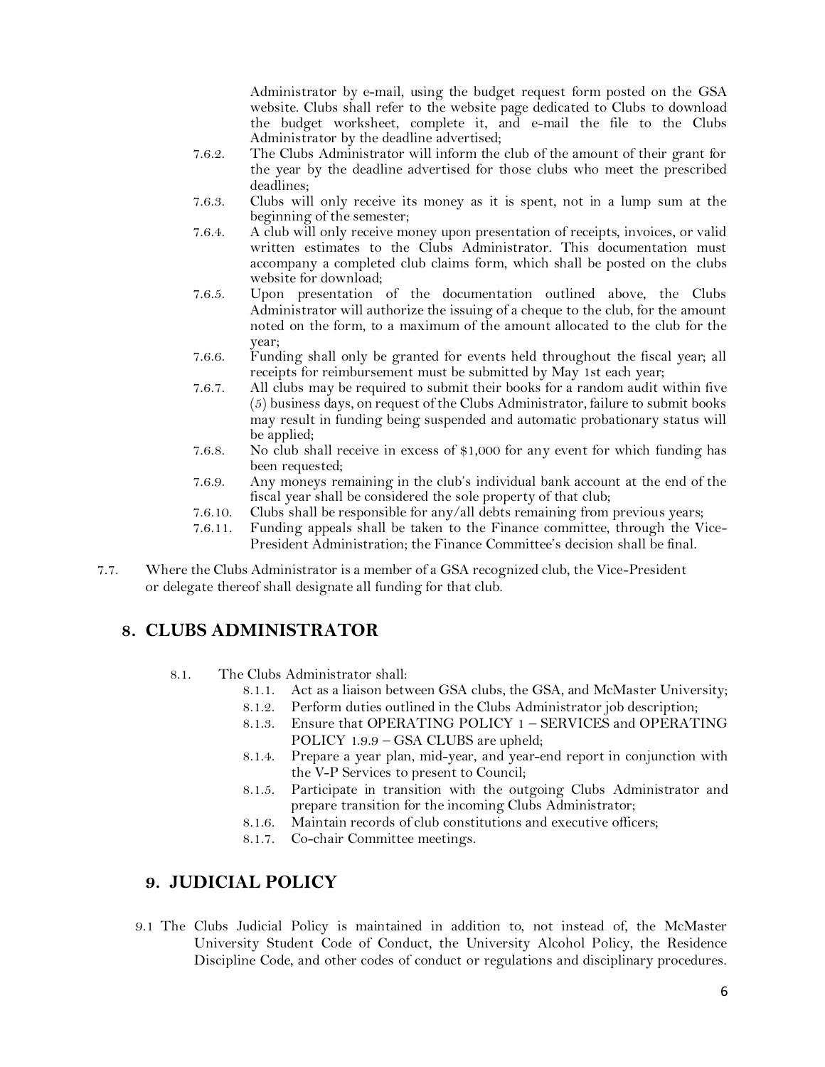Administrator by e-mail, using the budget request form posted on the GSA website. Clubs shall refer to the website page dedicated to Clubs to download the budget worksheet, complete it, and e-mail the file to the Clubs Administrator by the deadline advertised;

- 7.6.2. The Clubs Administrator will inform the club of the amount of their grant for the year by the deadline advertised for those clubs who meet the prescribed deadlines;
- 7.6.3. Clubs will only receive its money as it is spent, not in a lump sum at the beginning of the semester;
- 7.6.4. A club will only receive money upon presentation of receipts, invoices, or valid written estimates to the Clubs Administrator. This documentation must accompany a completed club claims form, which shall be posted on the clubs website for download;
- 7.6.5. Upon presentation of the documentation outlined above, the Clubs Administrator will authorize the issuing of a cheque to the club, for the amount noted on the form, to a maximum of the amount allocated to the club for the year;
- 7.6.6. Funding shall only be granted for events held throughout the fiscal year; all receipts for reimbursement must be submitted by May 1st each year;
- 7.6.7. All clubs may be required to submit their books for a random audit within five (5) business days, on request of the Clubs Administrator, failure to submit books may result in funding being suspended and automatic probationary status will be applied;
- 7.6.8. No club shall receive in excess of $1,000 for any event for which funding has been requested;
- 7.6.9. Any moneys remaining in the club's individual bank account at the end of the fiscal year shall be considered the sole property of that club;
- 7.6.10. Clubs shall be responsible for any/all debts remaining from previous years;
- 7.6.11. Funding appeals shall be taken to the Finance committee, through the Vice-President Administration; the Finance Committee's decision shall be final.

7.7. Where the Clubs Administrator is a member of a GSA recognized club, the Vice-President or delegate thereof shall designate all funding for that club.

## 8. CLUBS ADMINISTRATOR

8.1. The Clubs Administrator shall:

- 8.1.1. Act as a liaison between GSA clubs, the GSA, and McMaster University;
- 8.1.2. Perform duties outlined in the Clubs Administrator job description;
- 8.1.3. Ensure that OPERATING POLICY 1 – SERVICES and OPERATING POLICY 1.9.9 – GSA CLUBS are upheld;
- 8.1.4. Prepare a year plan, mid-year, and year-end report in conjunction with the V-P Services to present to Council;
- 8.1.5. Participate in transition with the outgoing Clubs Administrator and prepare transition for the incoming Clubs Administrator;
- 8.1.6. Maintain records of club constitutions and executive officers;
- 8.1.7. Co-chair Committee meetings.

## 9. JUDICIAL POLICY

9.1 The Clubs Judicial Policy is maintained in addition to, not instead of, the McMaster University Student Code of Conduct, the University Alcohol Policy, the Residence Discipline Code, and other codes of conduct or regulations and disciplinary procedures.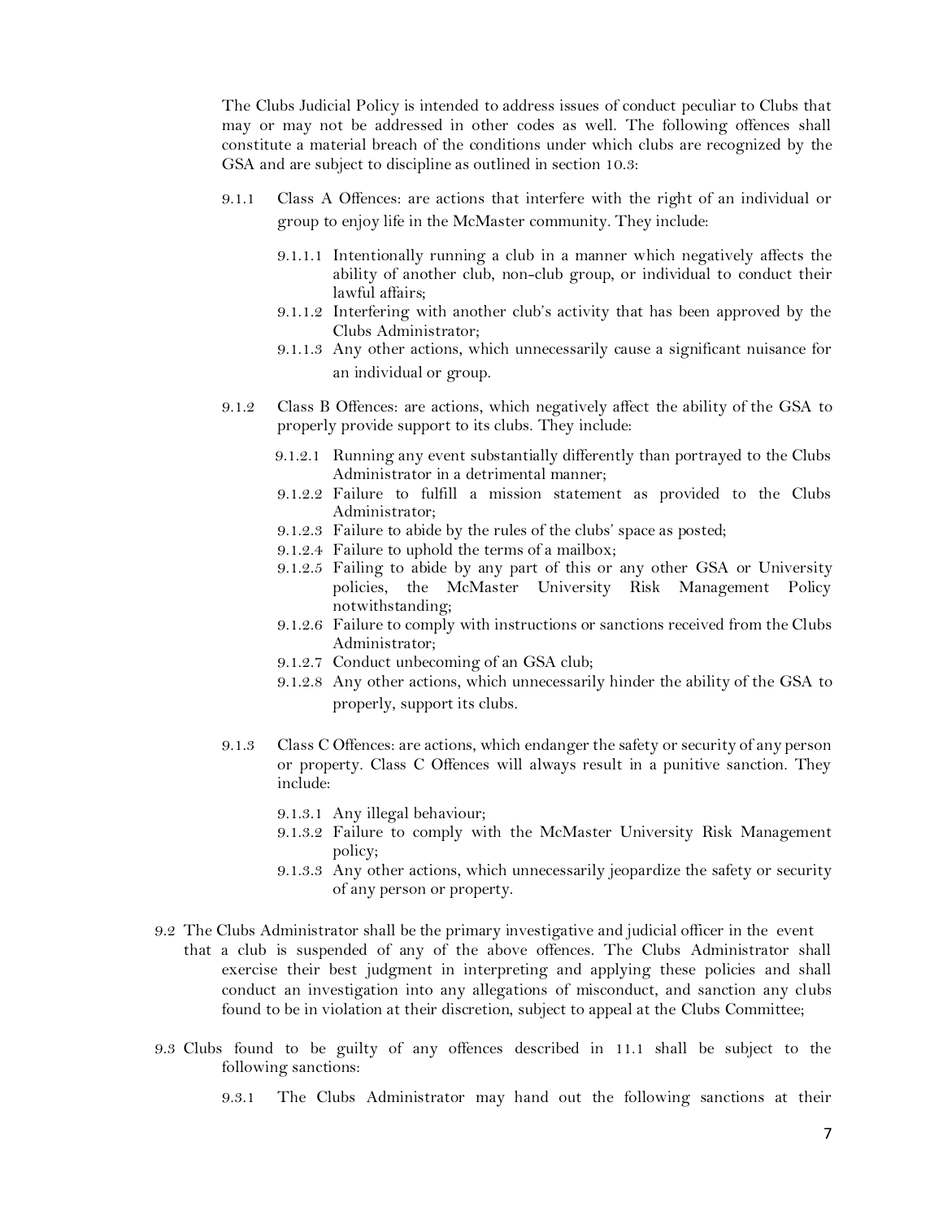The Clubs Judicial Policy is intended to address issues of conduct peculiar to Clubs that may or may not be addressed in other codes as well. The following offences shall constitute a material breach of the conditions under which clubs are recognized by the GSA and are subject to discipline as outlined in section 10.3:

- 9.1.1 Class A Offences: are actions that interfere with the right of an individual or group to enjoy life in the McMaster community. They include:
  - 9.1.1.1 Intentionally running a club in a manner which negatively affects the ability of another club, non-club group, or individual to conduct their lawful affairs;
  - 9.1.1.2 Interfering with another club's activity that has been approved by the Clubs Administrator;
  - 9.1.1.3 Any other actions, which unnecessarily cause a significant nuisance for an individual or group.
- 9.1.2 Class B Offences: are actions, which negatively affect the ability of the GSA to properly provide support to its clubs. They include:
  - 9.1.2.1 Running any event substantially differently than portrayed to the Clubs Administrator in a detrimental manner;
  - 9.1.2.2 Failure to fulfill a mission statement as provided to the Clubs Administrator;
  - 9.1.2.3 Failure to abide by the rules of the clubs' space as posted;
  - 9.1.2.4 Failure to uphold the terms of a mailbox;
  - 9.1.2.5 Failing to abide by any part of this or any other GSA or University policies, the McMaster University Risk Management Policy notwithstanding;
  - 9.1.2.6 Failure to comply with instructions or sanctions received from the Clubs Administrator;
  - 9.1.2.7 Conduct unbecoming of an GSA club;
  - 9.1.2.8 Any other actions, which unnecessarily hinder the ability of the GSA to properly, support its clubs.
- 9.1.3 Class C Offences: are actions, which endanger the safety or security of any person or property. Class C Offences will always result in a punitive sanction. They include:
  - 9.1.3.1 Any illegal behaviour;
  - 9.1.3.2 Failure to comply with the McMaster University Risk Management policy;
  - 9.1.3.3 Any other actions, which unnecessarily jeopardize the safety or security of any person or property.

9.2 The Clubs Administrator shall be the primary investigative and judicial officer in the event that a club is suspended of any of the above offences. The Clubs Administrator shall exercise their best judgment in interpreting and applying these policies and shall conduct an investigation into any allegations of misconduct, and sanction any clubs found to be in violation at their discretion, subject to appeal at the Clubs Committee;

9.3 Clubs found to be guilty of any offences described in 11.1 shall be subject to the following sanctions:

- 9.3.1 The Clubs Administrator may hand out the following sanctions at their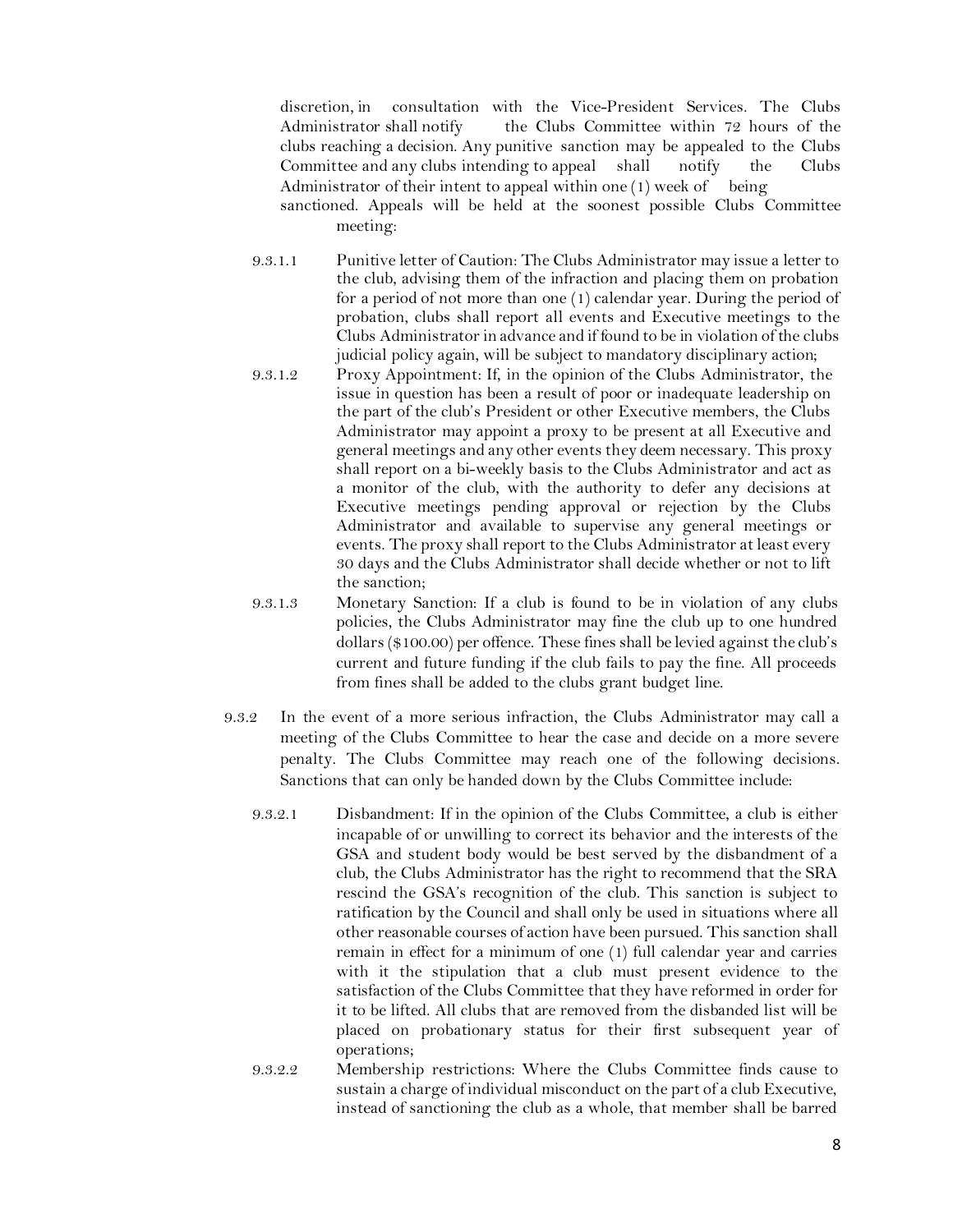discretion, in consultation with the Vice-President Services. The Clubs Administrator shall notify the Clubs Committee within 72 hours of the clubs reaching a decision. Any punitive sanction may be appealed to the Clubs Committee and any clubs intending to appeal shall notify the Clubs Administrator of their intent to appeal within one (1) week of being sanctioned. Appeals will be held at the soonest possible Clubs Committee meeting:

- 9.3.1.1 Punitive letter of Caution: The Clubs Administrator may issue a letter to the club, advising them of the infraction and placing them on probation for a period of not more than one (1) calendar year. During the period of probation, clubs shall report all events and Executive meetings to the Clubs Administrator in advance and if found to be in violation of the clubs judicial policy again, will be subject to mandatory disciplinary action;
- 9.3.1.2 Proxy Appointment: If, in the opinion of the Clubs Administrator, the issue in question has been a result of poor or inadequate leadership on the part of the club's President or other Executive members, the Clubs Administrator may appoint a proxy to be present at all Executive and general meetings and any other events they deem necessary. This proxy shall report on a bi-weekly basis to the Clubs Administrator and act as a monitor of the club, with the authority to defer any decisions at Executive meetings pending approval or rejection by the Clubs Administrator and available to supervise any general meetings or events. The proxy shall report to the Clubs Administrator at least every 30 days and the Clubs Administrator shall decide whether or not to lift the sanction;
- 9.3.1.3 Monetary Sanction: If a club is found to be in violation of any clubs policies, the Clubs Administrator may fine the club up to one hundred dollars ($100.00) per offence. These fines shall be levied against the club's current and future funding if the club fails to pay the fine. All proceeds from fines shall be added to the clubs grant budget line.

9.3.2 In the event of a more serious infraction, the Clubs Administrator may call a meeting of the Clubs Committee to hear the case and decide on a more severe penalty. The Clubs Committee may reach one of the following decisions. Sanctions that can only be handed down by the Clubs Committee include:

- 9.3.2.1 Disbandment: If in the opinion of the Clubs Committee, a club is either incapable of or unwilling to correct its behavior and the interests of the GSA and student body would be best served by the disbandment of a club, the Clubs Administrator has the right to recommend that the SRA rescind the GSA's recognition of the club. This sanction is subject to ratification by the Council and shall only be used in situations where all other reasonable courses of action have been pursued. This sanction shall remain in effect for a minimum of one (1) full calendar year and carries with it the stipulation that a club must present evidence to the satisfaction of the Clubs Committee that they have reformed in order for it to be lifted. All clubs that are removed from the disbanded list will be placed on probationary status for their first subsequent year of operations;
- 9.3.2.2 Membership restrictions: Where the Clubs Committee finds cause to sustain a charge of individual misconduct on the part of a club Executive, instead of sanctioning the club as a whole, that member shall be barred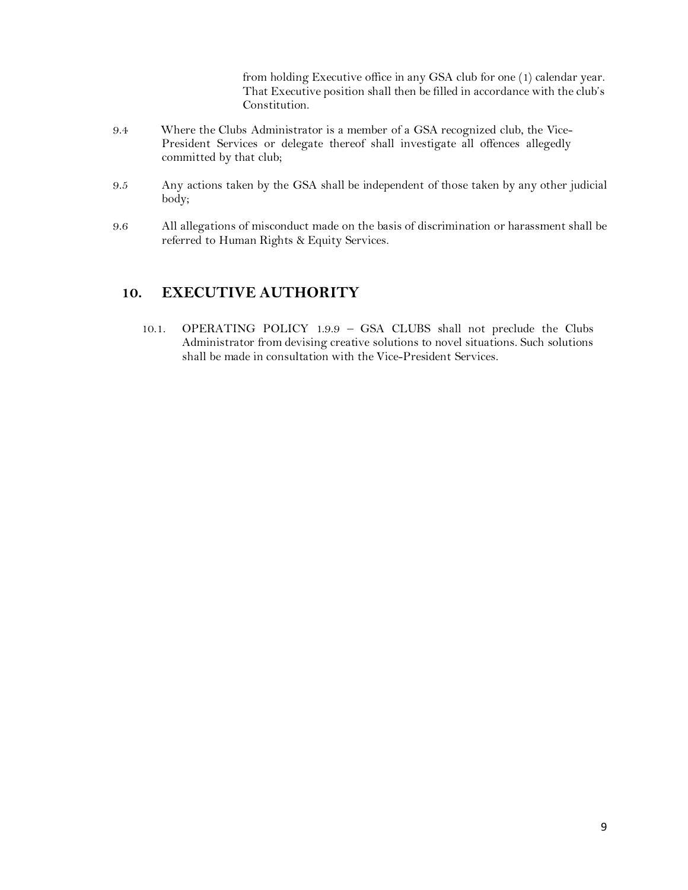from holding Executive office in any GSA club for one (1) calendar year. That Executive position shall then be filled in accordance with the club's Constitution.

9.4 Where the Clubs Administrator is a member of a GSA recognized club, the Vice-President Services or delegate thereof shall investigate all offences allegedly committed by that club;

9.5 Any actions taken by the GSA shall be independent of those taken by any other judicial body;

9.6 All allegations of misconduct made on the basis of discrimination or harassment shall be referred to Human Rights & Equity Services.

## 10. EXECUTIVE AUTHORITY

10.1. OPERATING POLICY 1.9.9 – GSA CLUBS shall not preclude the Clubs Administrator from devising creative solutions to novel situations. Such solutions shall be made in consultation with the Vice-President Services.